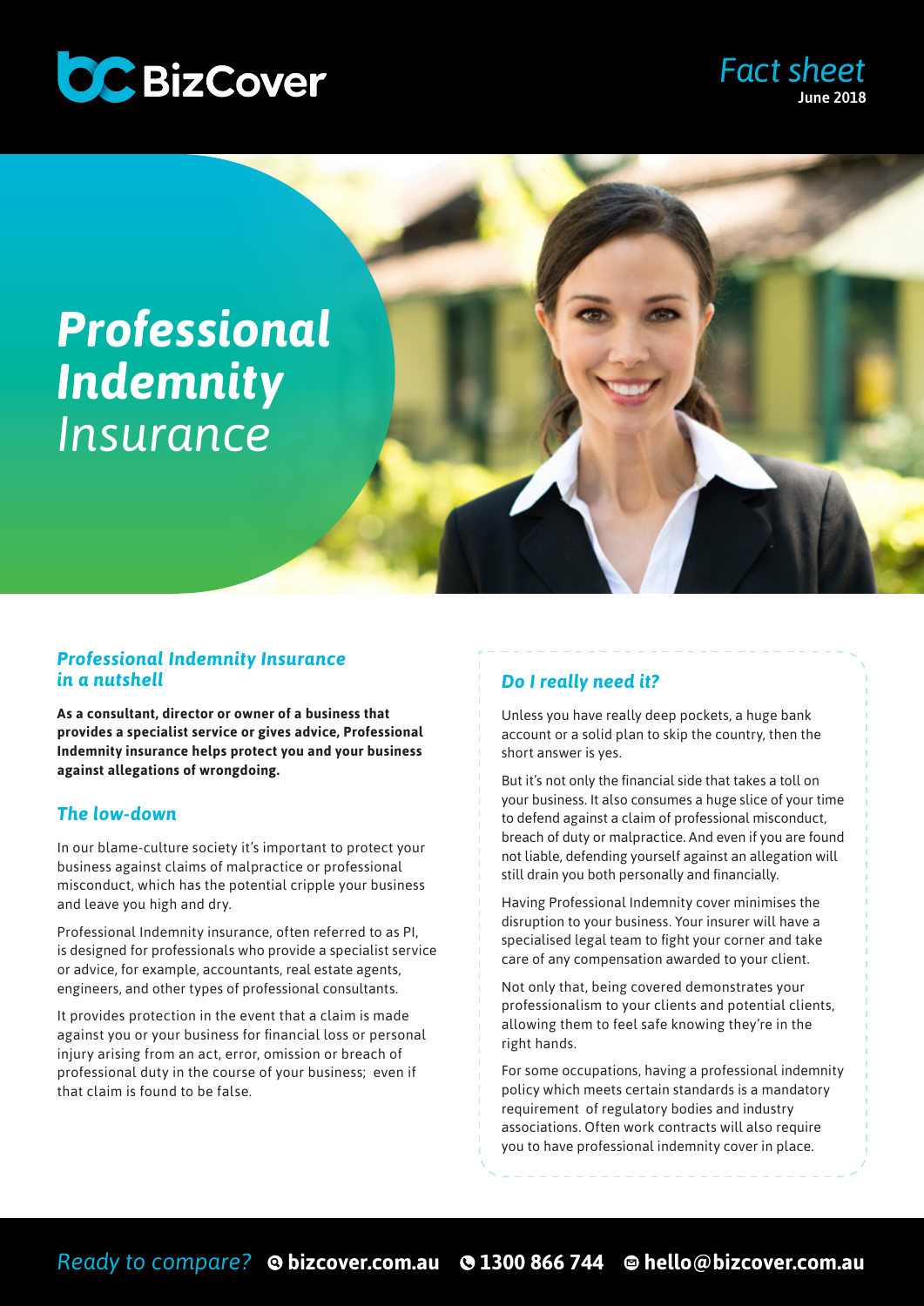BizCover

*Fact sheet*
**June 2018**

# ***Professional Indemnity*** *Insurance*

## *Professional Indemnity Insurance in a nutshell*

**As a consultant, director or owner of a business that provides a specialist service or gives advice, Professional Indemnity insurance helps protect you and your business against allegations of wrongdoing.**

## *The low-down*

In our blame-culture society it's important to protect your business against claims of malpractice or professional misconduct, which has the potential cripple your business and leave you high and dry.

Professional Indemnity insurance, often referred to as PI, is designed for professionals who provide a specialist service or advice, for example, accountants, real estate agents, engineers, and other types of professional consultants.

It provides protection in the event that a claim is made against you or your business for financial loss or personal injury arising from an act, error, omission or breach of professional duty in the course of your business; even if that claim is found to be false.

## *Do I really need it?*

Unless you have really deep pockets, a huge bank account or a solid plan to skip the country, then the short answer is yes.

But it's not only the financial side that takes a toll on your business. It also consumes a huge slice of your time to defend against a claim of professional misconduct, breach of duty or malpractice. And even if you are found not liable, defending yourself against an allegation will still drain you both personally and financially.

Having Professional Indemnity cover minimises the disruption to your business. Your insurer will have a specialised legal team to fight your corner and take care of any compensation awarded to your client.

Not only that, being covered demonstrates your professionalism to your clients and potential clients, allowing them to feel safe knowing they're in the right hands.

For some occupations, having a professional indemnity policy which meets certain standards is a mandatory requirement of regulatory bodies and industry associations. Often work contracts will also require you to have professional indemnity cover in place.

*Ready to compare?* **bizcover.com.au** **1300 866 744** **hello@bizcover.com.au**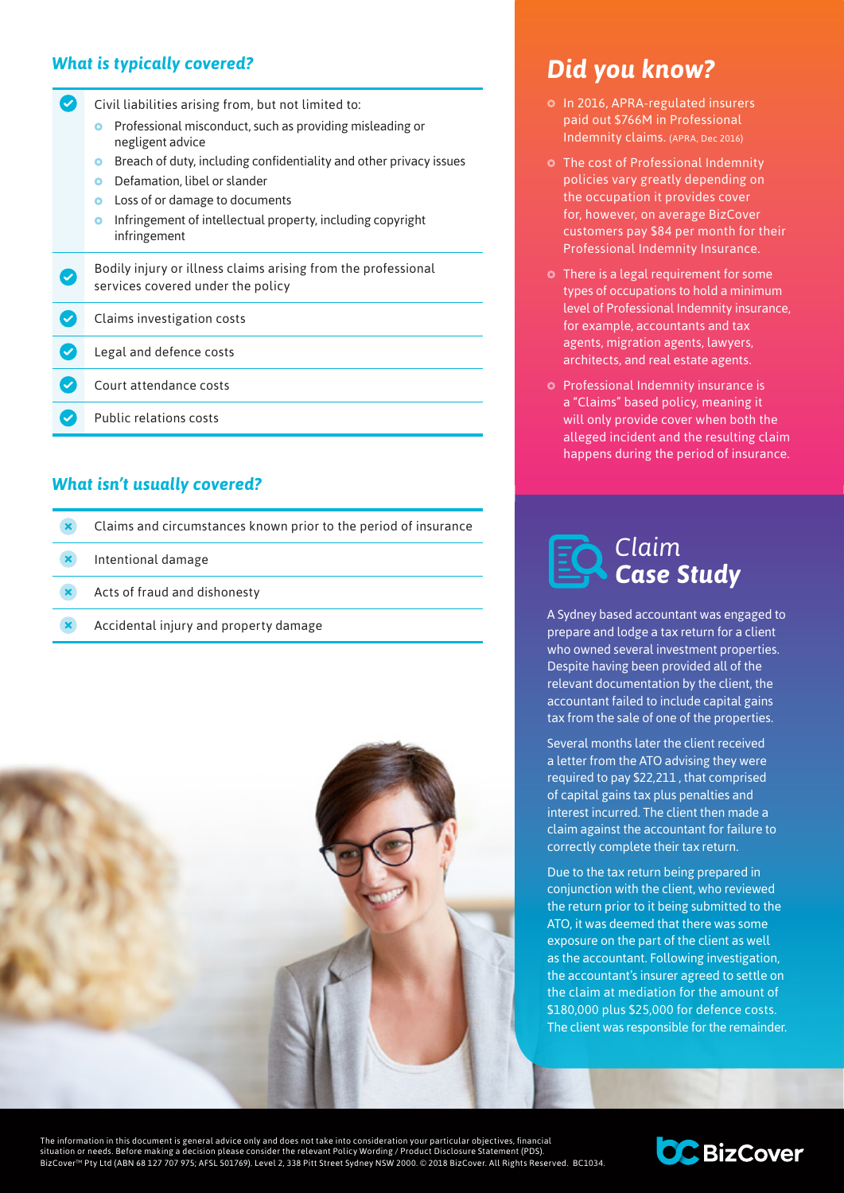## What is typically covered?

- Civil liabilities arising from, but not limited to:
  - Professional misconduct, such as providing misleading or negligent advice
  - Breach of duty, including confidentiality and other privacy issues
  - Defamation, libel or slander
  - Loss of or damage to documents
  - Infringement of intellectual property, including copyright infringement
- Bodily injury or illness claims arising from the professional services covered under the policy
- Claims investigation costs
- Legal and defence costs
- Court attendance costs
- Public relations costs

## What isn't usually covered?

- Claims and circumstances known prior to the period of insurance
- Intentional damage
- Acts of fraud and dishonesty
- Accidental injury and property damage

## Did you know?

- In 2016, APRA-regulated insurers paid out $766M in Professional Indemnity claims. (APRA, Dec 2016)
- The cost of Professional Indemnity policies vary greatly depending on the occupation it provides cover for, however, on average BizCover customers pay $84 per month for their Professional Indemnity Insurance.
- There is a legal requirement for some types of occupations to hold a minimum level of Professional Indemnity insurance, for example, accountants and tax agents, migration agents, lawyers, architects, and real estate agents.
- Professional Indemnity insurance is a "Claims" based policy, meaning it will only provide cover when both the alleged incident and the resulting claim happens during the period of insurance.

## Claim *Case Study*

A Sydney based accountant was engaged to prepare and lodge a tax return for a client who owned several investment properties. Despite having been provided all of the relevant documentation by the client, the accountant failed to include capital gains tax from the sale of one of the properties.

Several months later the client received a letter from the ATO advising they were required to pay $22,211 , that comprised of capital gains tax plus penalties and interest incurred. The client then made a claim against the accountant for failure to correctly complete their tax return.

Due to the tax return being prepared in conjunction with the client, who reviewed the return prior to it being submitted to the ATO, it was deemed that there was some exposure on the part of the client as well as the accountant. Following investigation, the accountant's insurer agreed to settle on the claim at mediation for the amount of $180,000 plus $25,000 for defence costs. The client was responsible for the remainder.

The information in this document is general advice only and does not take into consideration your particular objectives, financial situation or needs. Before making a decision please consider the relevant Policy Wording / Product Disclosure Statement (PDS). BizCover™ Pty Ltd (ABN 68 127 707 975; AFSL 501769). Level 2, 338 Pitt Street Sydney NSW 2000. © 2018 BizCover. All Rights Reserved. BC1034.

BizCover